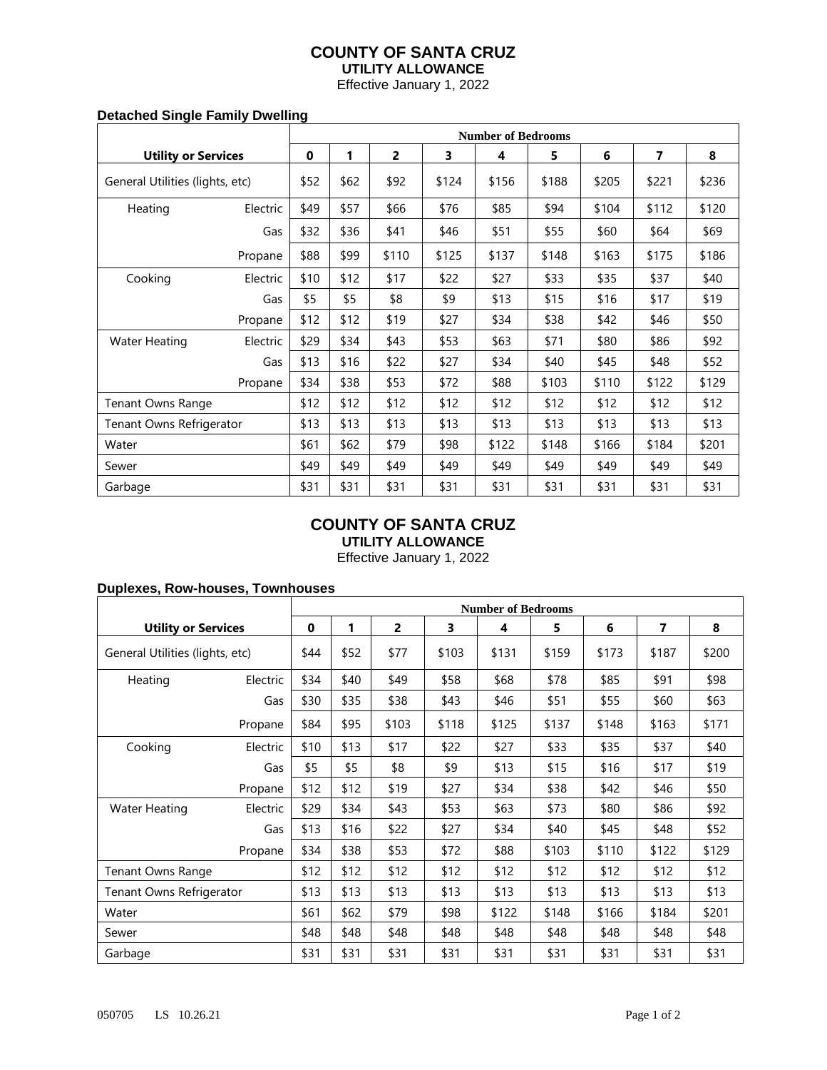# COUNTY OF SANTA CRUZ
## UTILITY ALLOWANCE
Effective January 1, 2022

### Detached Single Family Dwelling

| Utility or Services | | Number of Bedrooms | | | | | | | | |
|---|---|---|---|---|---|---|---|---|---|---|
| | | 0 | 1 | 2 | 3 | 4 | 5 | 6 | 7 | 8 |
| General Utilities (lights, etc) | | $52 | $62 | $92 | $124 | $156 | $188 | $205 | $221 | $236 |
| Heating | Electric | $49 | $57 | $66 | $76 | $85 | $94 | $104 | $112 | $120 |
| | Gas | $32 | $36 | $41 | $46 | $51 | $55 | $60 | $64 | $69 |
| | Propane | $88 | $99 | $110 | $125 | $137 | $148 | $163 | $175 | $186 |
| Cooking | Electric | $10 | $12 | $17 | $22 | $27 | $33 | $35 | $37 | $40 |
| | Gas | $5 | $5 | $8 | $9 | $13 | $15 | $16 | $17 | $19 |
| | Propane | $12 | $12 | $19 | $27 | $34 | $38 | $42 | $46 | $50 |
| Water Heating | Electric | $29 | $34 | $43 | $53 | $63 | $71 | $80 | $86 | $92 |
| | Gas | $13 | $16 | $22 | $27 | $34 | $40 | $45 | $48 | $52 |
| | Propane | $34 | $38 | $53 | $72 | $88 | $103 | $110 | $122 | $129 |
| Tenant Owns Range | | $12 | $12 | $12 | $12 | $12 | $12 | $12 | $12 | $12 |
| Tenant Owns Refrigerator | | $13 | $13 | $13 | $13 | $13 | $13 | $13 | $13 | $13 |
| Water | | $61 | $62 | $79 | $98 | $122 | $148 | $166 | $184 | $201 |
| Sewer | | $49 | $49 | $49 | $49 | $49 | $49 | $49 | $49 | $49 |
| Garbage | | $31 | $31 | $31 | $31 | $31 | $31 | $31 | $31 | $31 |

# COUNTY OF SANTA CRUZ
## UTILITY ALLOWANCE
Effective January 1, 2022

### Duplexes, Row-houses, Townhouses

| Utility or Services | | Number of Bedrooms | | | | | | | | |
|---|---|---|---|---|---|---|---|---|---|---|
| | | 0 | 1 | 2 | 3 | 4 | 5 | 6 | 7 | 8 |
| General Utilities (lights, etc) | | $44 | $52 | $77 | $103 | $131 | $159 | $173 | $187 | $200 |
| Heating | Electric | $34 | $40 | $49 | $58 | $68 | $78 | $85 | $91 | $98 |
| | Gas | $30 | $35 | $38 | $43 | $46 | $51 | $55 | $60 | $63 |
| | Propane | $84 | $95 | $103 | $118 | $125 | $137 | $148 | $163 | $171 |
| Cooking | Electric | $10 | $13 | $17 | $22 | $27 | $33 | $35 | $37 | $40 |
| | Gas | $5 | $5 | $8 | $9 | $13 | $15 | $16 | $17 | $19 |
| | Propane | $12 | $12 | $19 | $27 | $34 | $38 | $42 | $46 | $50 |
| Water Heating | Electric | $29 | $34 | $43 | $53 | $63 | $73 | $80 | $86 | $92 |
| | Gas | $13 | $16 | $22 | $27 | $34 | $40 | $45 | $48 | $52 |
| | Propane | $34 | $38 | $53 | $72 | $88 | $103 | $110 | $122 | $129 |
| Tenant Owns Range | | $12 | $12 | $12 | $12 | $12 | $12 | $12 | $12 | $12 |
| Tenant Owns Refrigerator | | $13 | $13 | $13 | $13 | $13 | $13 | $13 | $13 | $13 |
| Water | | $61 | $62 | $79 | $98 | $122 | $148 | $166 | $184 | $201 |
| Sewer | | $48 | $48 | $48 | $48 | $48 | $48 | $48 | $48 | $48 |
| Garbage | | $31 | $31 | $31 | $31 | $31 | $31 | $31 | $31 | $31 |

050705 LS 10.26.21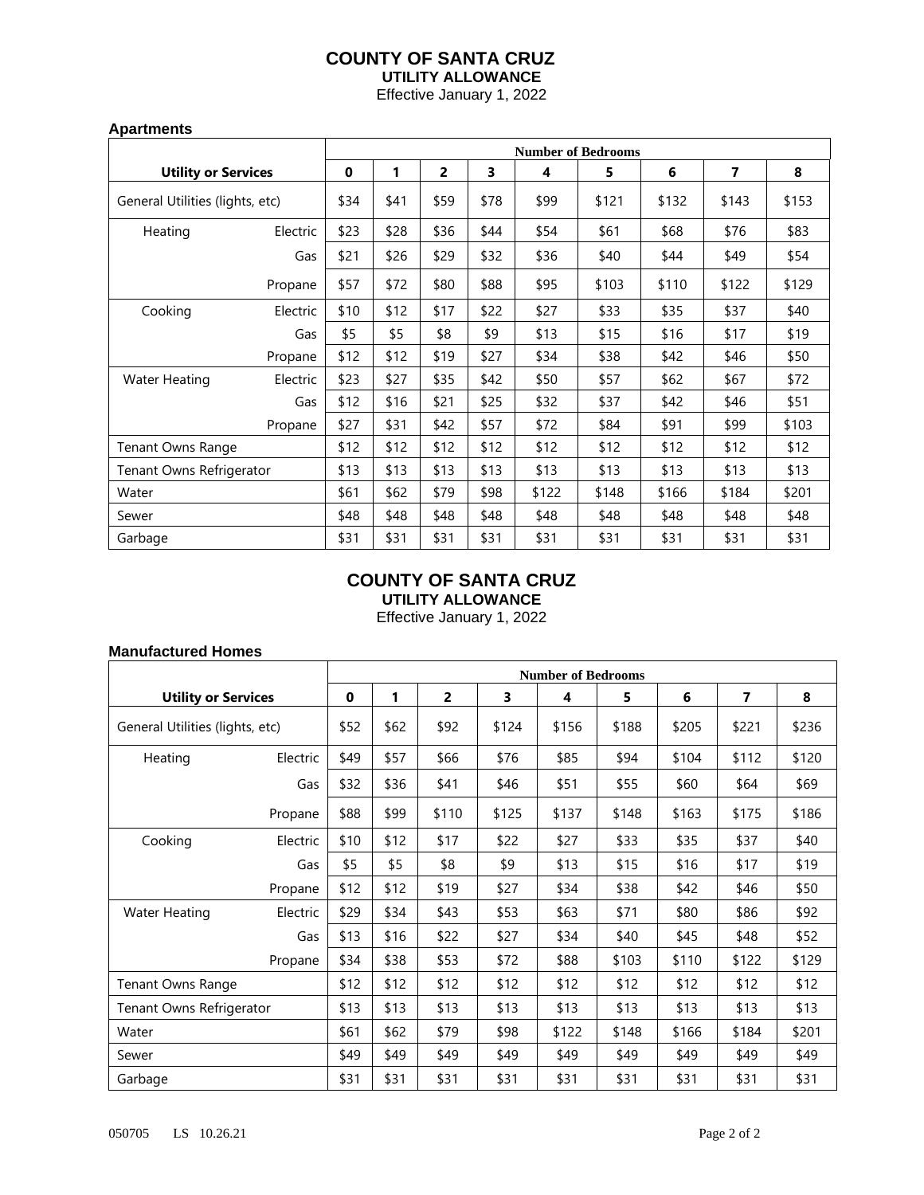# COUNTY OF SANTA CRUZ
## UTILITY ALLOWANCE
Effective January 1, 2022

### Apartments

| Utility or Services | | Number of Bedrooms 0 | 1 | 2 | 3 | 4 | 5 | 6 | 7 | 8 |
|---|---|---|---|---|---|---|---|---|---|---|
| General Utilities (lights, etc) | | $34 | $41 | $59 | $78 | $99 | $121 | $132 | $143 | $153 |
| Heating | Electric | $23 | $28 | $36 | $44 | $54 | $61 | $68 | $76 | $83 |
| | Gas | $21 | $26 | $29 | $32 | $36 | $40 | $44 | $49 | $54 |
| | Propane | $57 | $72 | $80 | $88 | $95 | $103 | $110 | $122 | $129 |
| Cooking | Electric | $10 | $12 | $17 | $22 | $27 | $33 | $35 | $37 | $40 |
| | Gas | $5 | $5 | $8 | $9 | $13 | $15 | $16 | $17 | $19 |
| | Propane | $12 | $12 | $19 | $27 | $34 | $38 | $42 | $46 | $50 |
| Water Heating | Electric | $23 | $27 | $35 | $42 | $50 | $57 | $62 | $67 | $72 |
| | Gas | $12 | $16 | $21 | $25 | $32 | $37 | $42 | $46 | $51 |
| | Propane | $27 | $31 | $42 | $57 | $72 | $84 | $91 | $99 | $103 |
| Tenant Owns Range | | $12 | $12 | $12 | $12 | $12 | $12 | $12 | $12 | $12 |
| Tenant Owns Refrigerator | | $13 | $13 | $13 | $13 | $13 | $13 | $13 | $13 | $13 |
| Water | | $61 | $62 | $79 | $98 | $122 | $148 | $166 | $184 | $201 |
| Sewer | | $48 | $48 | $48 | $48 | $48 | $48 | $48 | $48 | $48 |
| Garbage | | $31 | $31 | $31 | $31 | $31 | $31 | $31 | $31 | $31 |

# COUNTY OF SANTA CRUZ
## UTILITY ALLOWANCE
Effective January 1, 2022

### Manufactured Homes

| Utility or Services | | Number of Bedrooms 0 | 1 | 2 | 3 | 4 | 5 | 6 | 7 | 8 |
|---|---|---|---|---|---|---|---|---|---|---|
| General Utilities (lights, etc) | | $52 | $62 | $92 | $124 | $156 | $188 | $205 | $221 | $236 |
| Heating | Electric | $49 | $57 | $66 | $76 | $85 | $94 | $104 | $112 | $120 |
| | Gas | $32 | $36 | $41 | $46 | $51 | $55 | $60 | $64 | $69 |
| | Propane | $88 | $99 | $110 | $125 | $137 | $148 | $163 | $175 | $186 |
| Cooking | Electric | $10 | $12 | $17 | $22 | $27 | $33 | $35 | $37 | $40 |
| | Gas | $5 | $5 | $8 | $9 | $13 | $15 | $16 | $17 | $19 |
| | Propane | $12 | $12 | $19 | $27 | $34 | $38 | $42 | $46 | $50 |
| Water Heating | Electric | $29 | $34 | $43 | $53 | $63 | $71 | $80 | $86 | $92 |
| | Gas | $13 | $16 | $22 | $27 | $34 | $40 | $45 | $48 | $52 |
| | Propane | $34 | $38 | $53 | $72 | $88 | $103 | $110 | $122 | $129 |
| Tenant Owns Range | | $12 | $12 | $12 | $12 | $12 | $12 | $12 | $12 | $12 |
| Tenant Owns Refrigerator | | $13 | $13 | $13 | $13 | $13 | $13 | $13 | $13 | $13 |
| Water | | $61 | $62 | $79 | $98 | $122 | $148 | $166 | $184 | $201 |
| Sewer | | $49 | $49 | $49 | $49 | $49 | $49 | $49 | $49 | $49 |
| Garbage | | $31 | $31 | $31 | $31 | $31 | $31 | $31 | $31 | $31 |

050705 LS 10.26.21